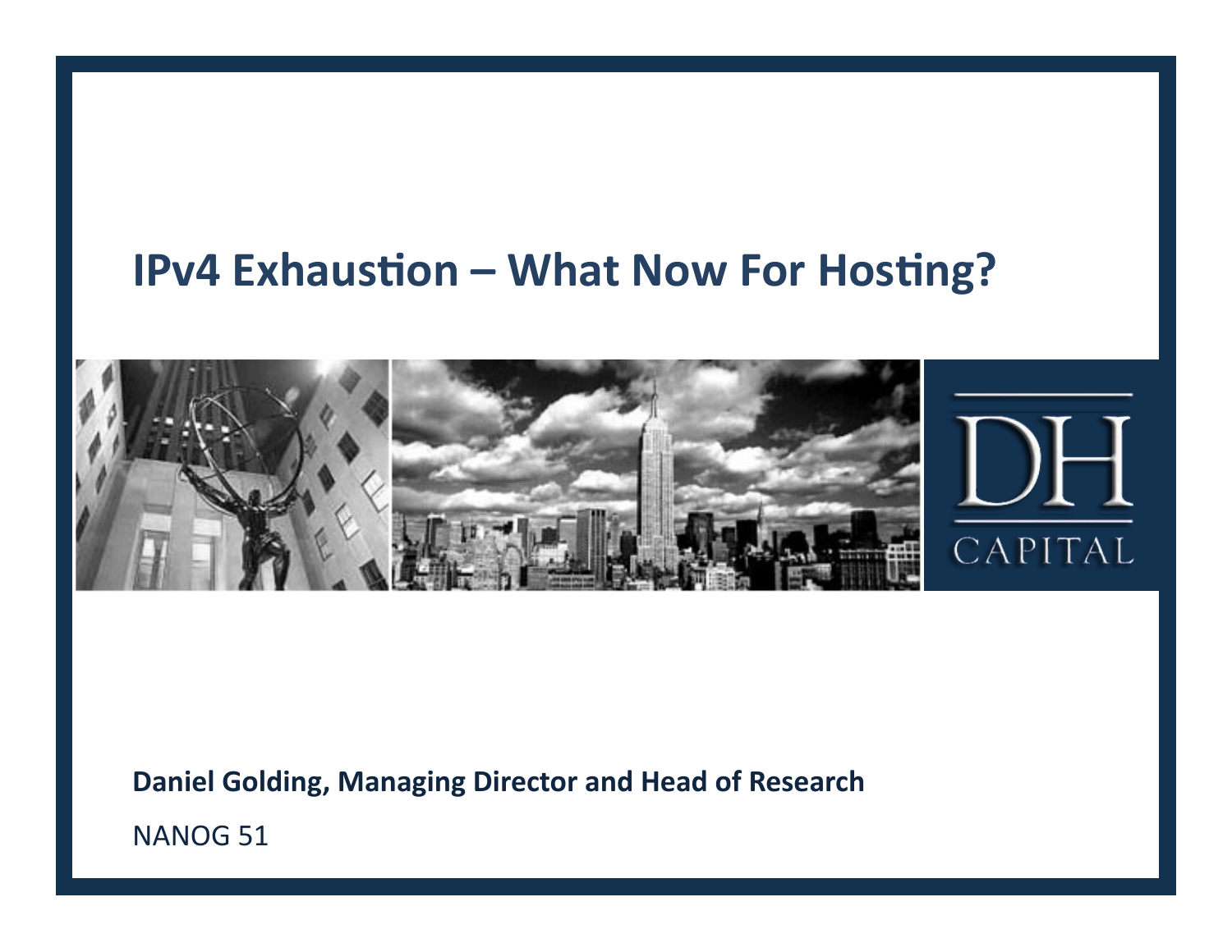# IPv4 Exhaustion – What Now For Hosting?

**Daniel Golding, Managing Director and Head of Research**

NANOG 51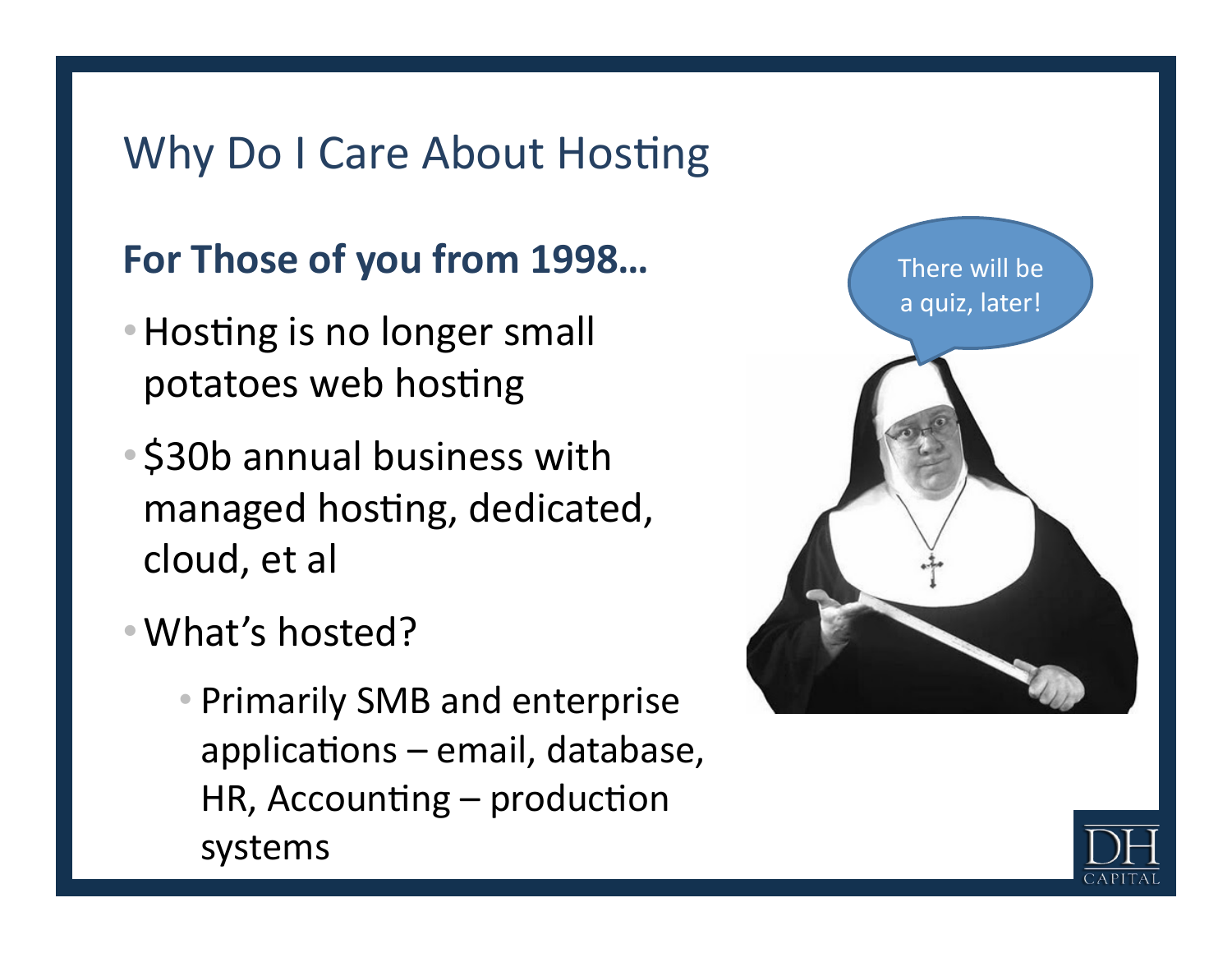# Why Do I Care About Hosting

**For Those of you from 1998…**

- Hosting is no longer small potatoes web hosting
- $30b annual business with managed hosting, dedicated, cloud, et al
- What's hosted?
  - Primarily SMB and enterprise applications – email, database, HR, Accounting – production systems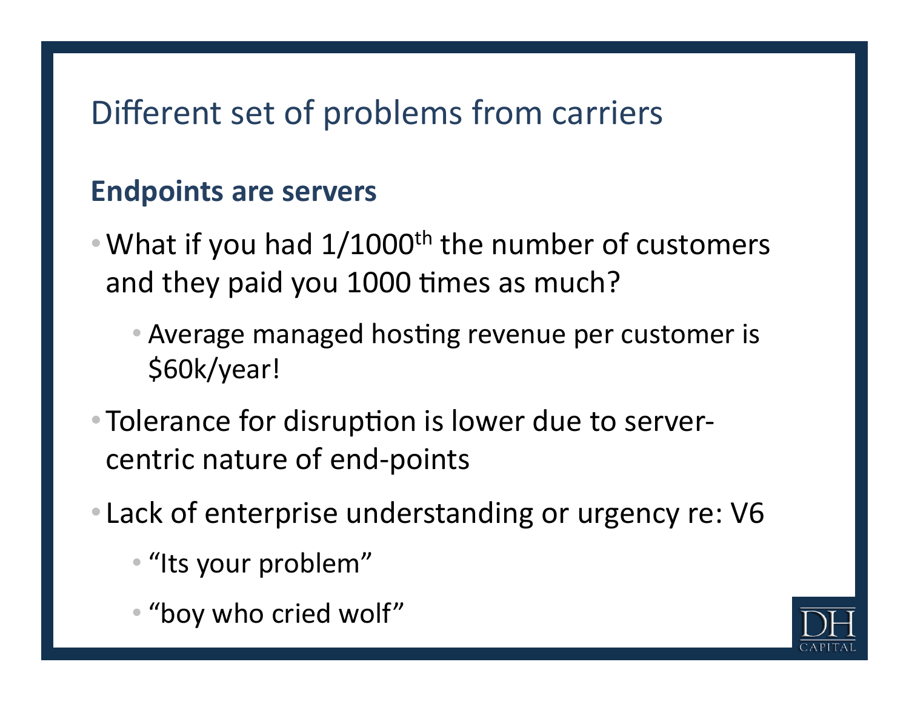# Different set of problems from carriers

## Endpoints are servers

- What if you had 1/1000$^{th}$ the number of customers and they paid you 1000 times as much?
  - Average managed hosting revenue per customer is $60k/year!
- Tolerance for disruption is lower due to server-centric nature of end-points
- Lack of enterprise understanding or urgency re: V6
  - "Its your problem"
  - "boy who cried wolf"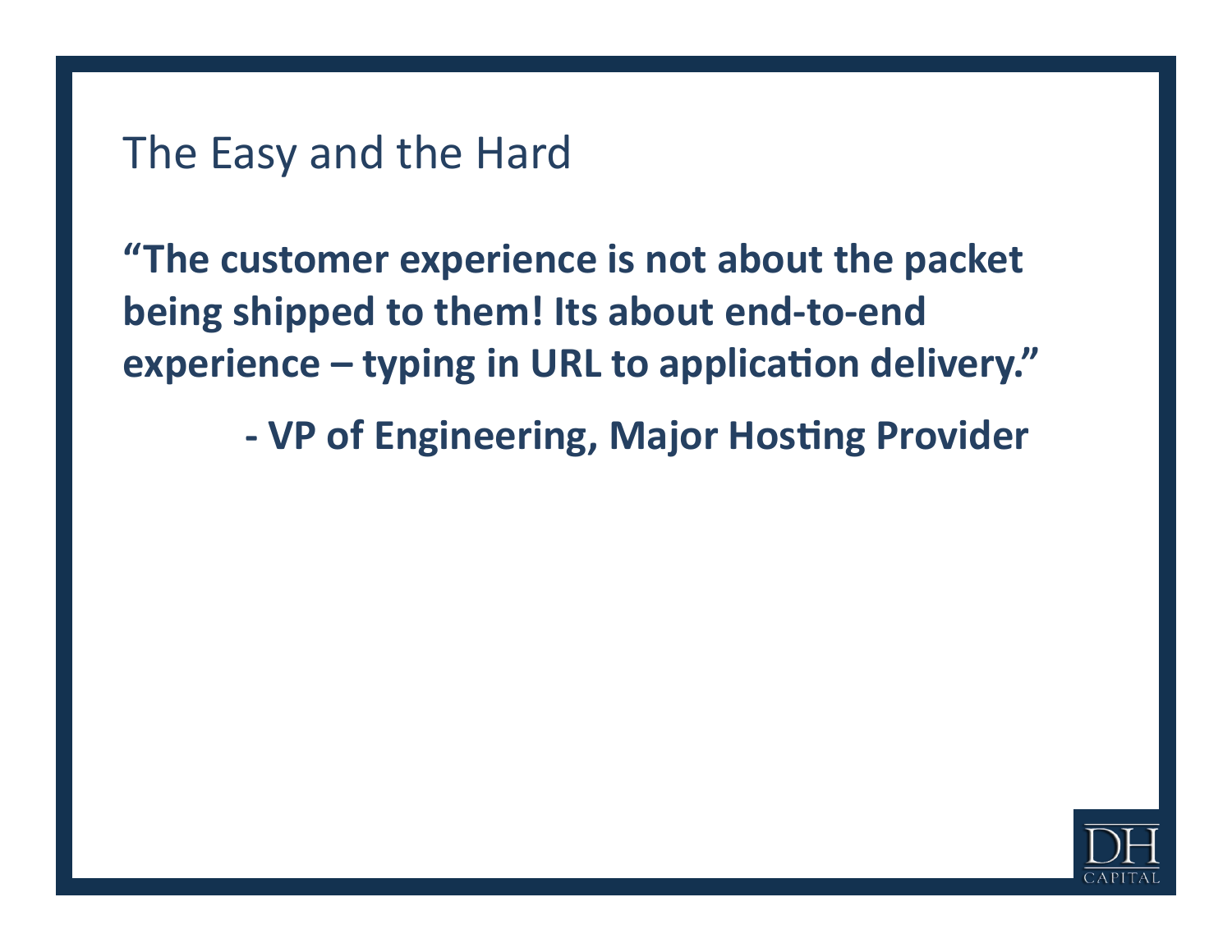# The Easy and the Hard

**"The customer experience is not about the packet being shipped to them! Its about end-to-end experience – typing in URL to application delivery."**

**- VP of Engineering, Major Hosting Provider**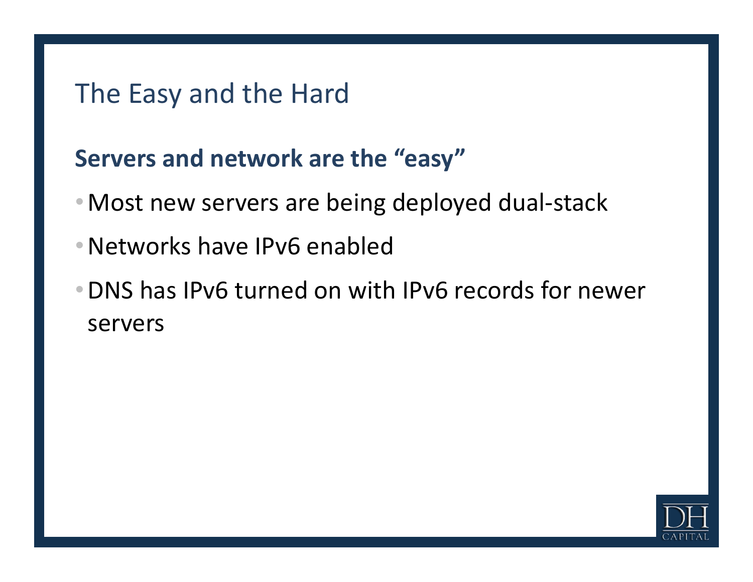# The Easy and the Hard

**Servers and network are the "easy"**

- Most new servers are being deployed dual-stack
- Networks have IPv6 enabled
- DNS has IPv6 turned on with IPv6 records for newer servers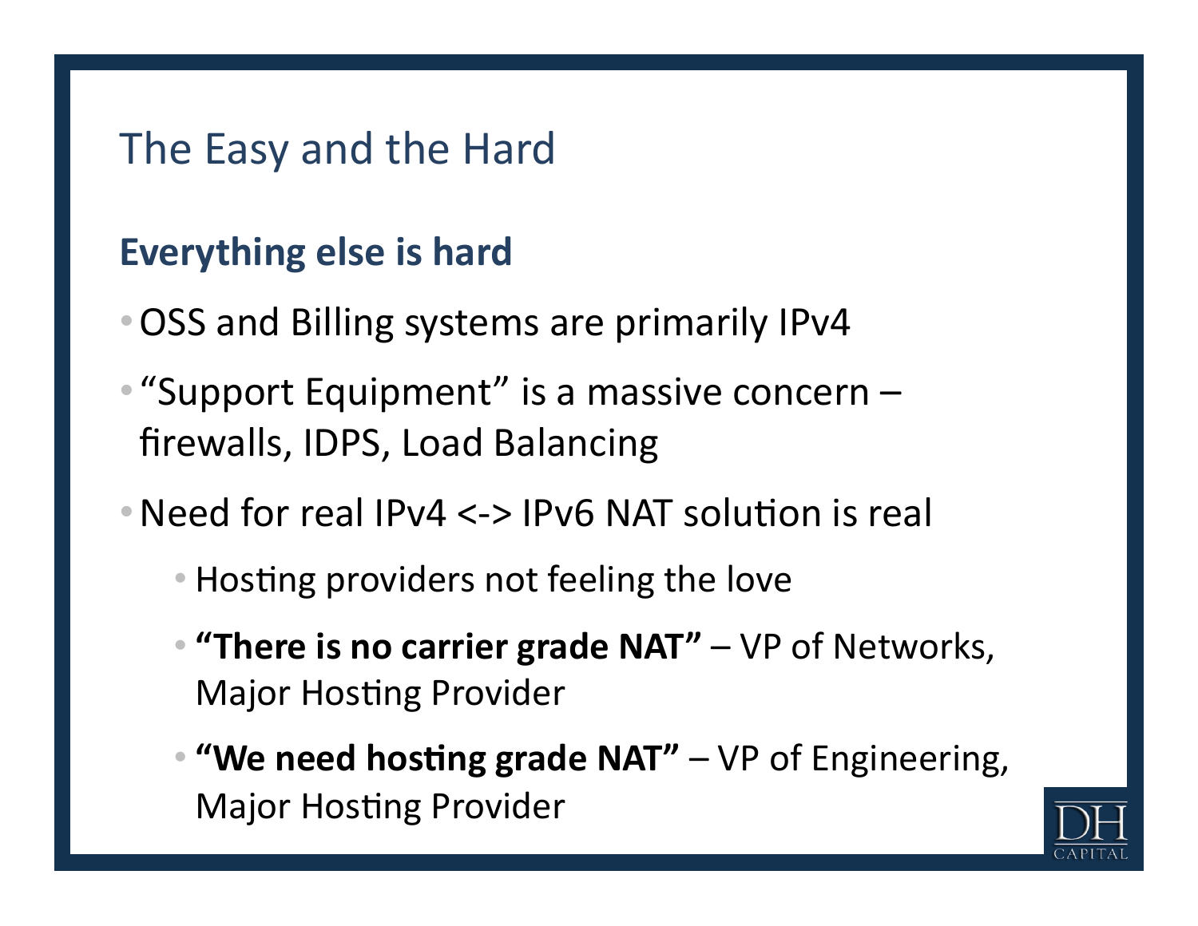# The Easy and the Hard

## Everything else is hard

- OSS and Billing systems are primarily IPv4
- "Support Equipment" is a massive concern – firewalls, IDPS, Load Balancing
- Need for real IPv4 <-> IPv6 NAT solution is real
  - Hosting providers not feeling the love
  - **"There is no carrier grade NAT"** – VP of Networks, Major Hosting Provider
  - **"We need hosting grade NAT"** – VP of Engineering, Major Hosting Provider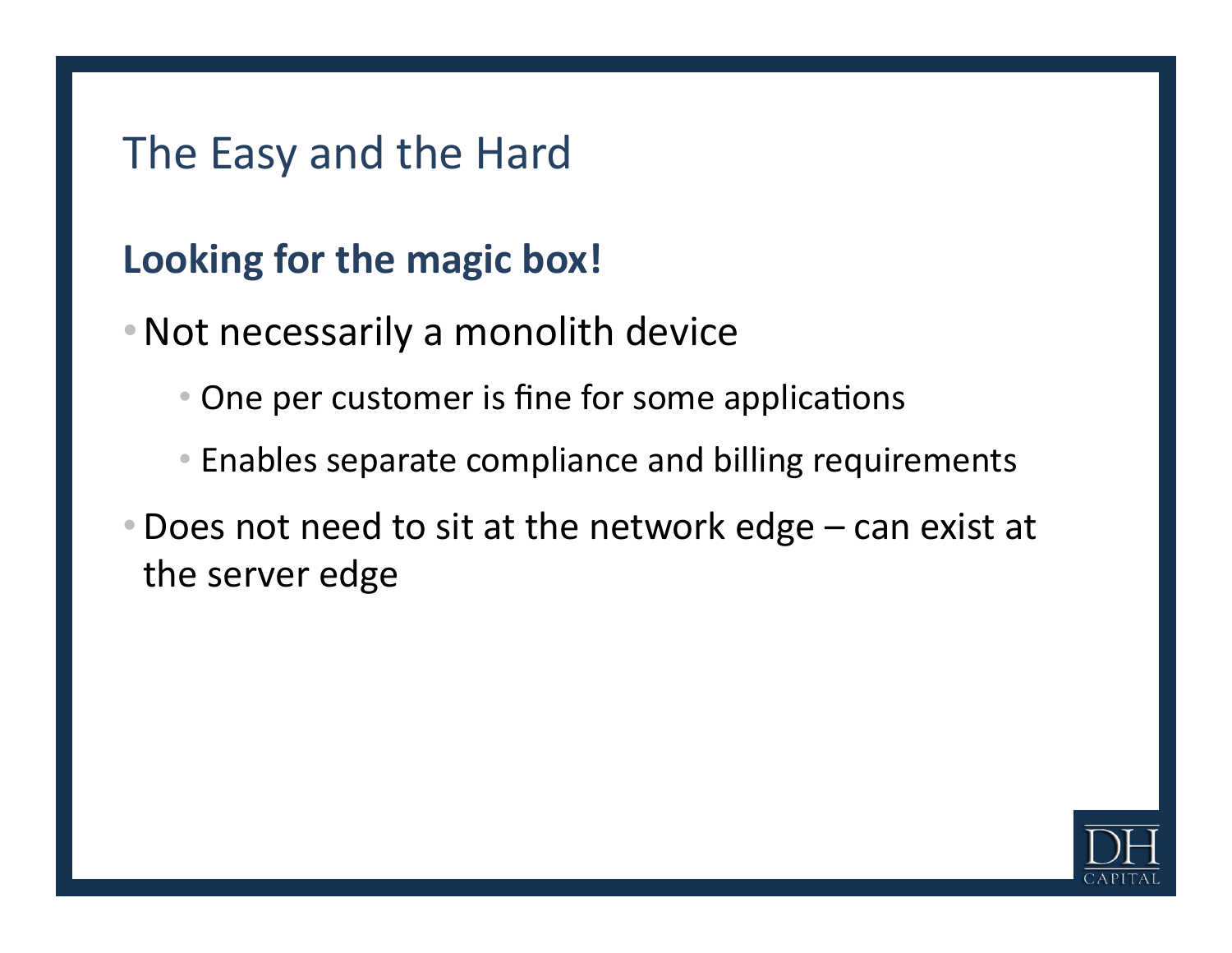# The Easy and the Hard

## Looking for the magic box!

- Not necessarily a monolith device
  - One per customer is fine for some applications
  - Enables separate compliance and billing requirements
- Does not need to sit at the network edge – can exist at the server edge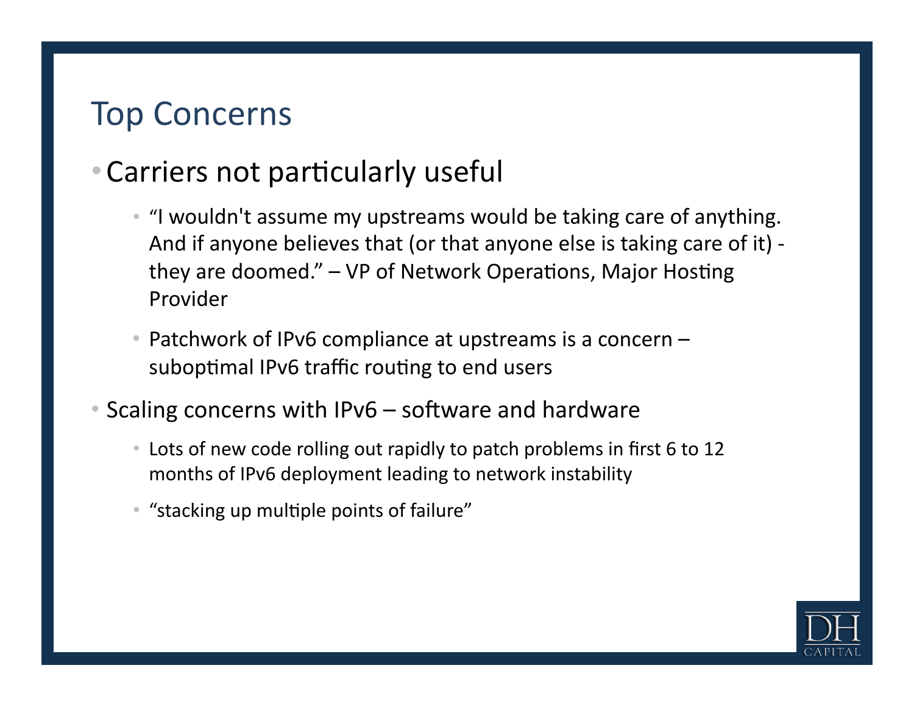# Top Concerns

- Carriers not particularly useful
  - "I wouldn't assume my upstreams would be taking care of anything. And if anyone believes that (or that anyone else is taking care of it) - they are doomed." – VP of Network Operations, Major Hosting Provider
  - Patchwork of IPv6 compliance at upstreams is a concern – suboptimal IPv6 traffic routing to end users
- Scaling concerns with IPv6 – software and hardware
  - Lots of new code rolling out rapidly to patch problems in first 6 to 12 months of IPv6 deployment leading to network instability
  - "stacking up multiple points of failure"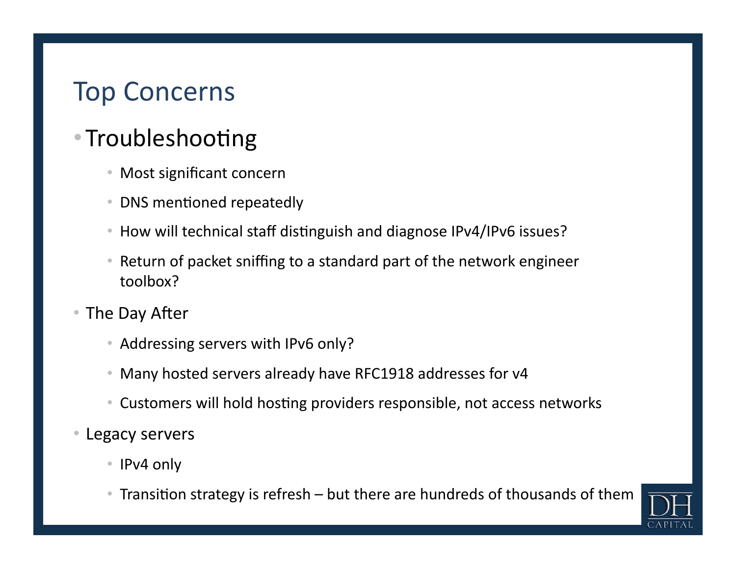# Top Concerns

- Troubleshooting
  - Most significant concern
  - DNS mentioned repeatedly
  - How will technical staff distinguish and diagnose IPv4/IPv6 issues?
  - Return of packet sniffing to a standard part of the network engineer toolbox?
- The Day After
  - Addressing servers with IPv6 only?
  - Many hosted servers already have RFC1918 addresses for v4
  - Customers will hold hosting providers responsible, not access networks
- Legacy servers
  - IPv4 only
  - Transition strategy is refresh – but there are hundreds of thousands of them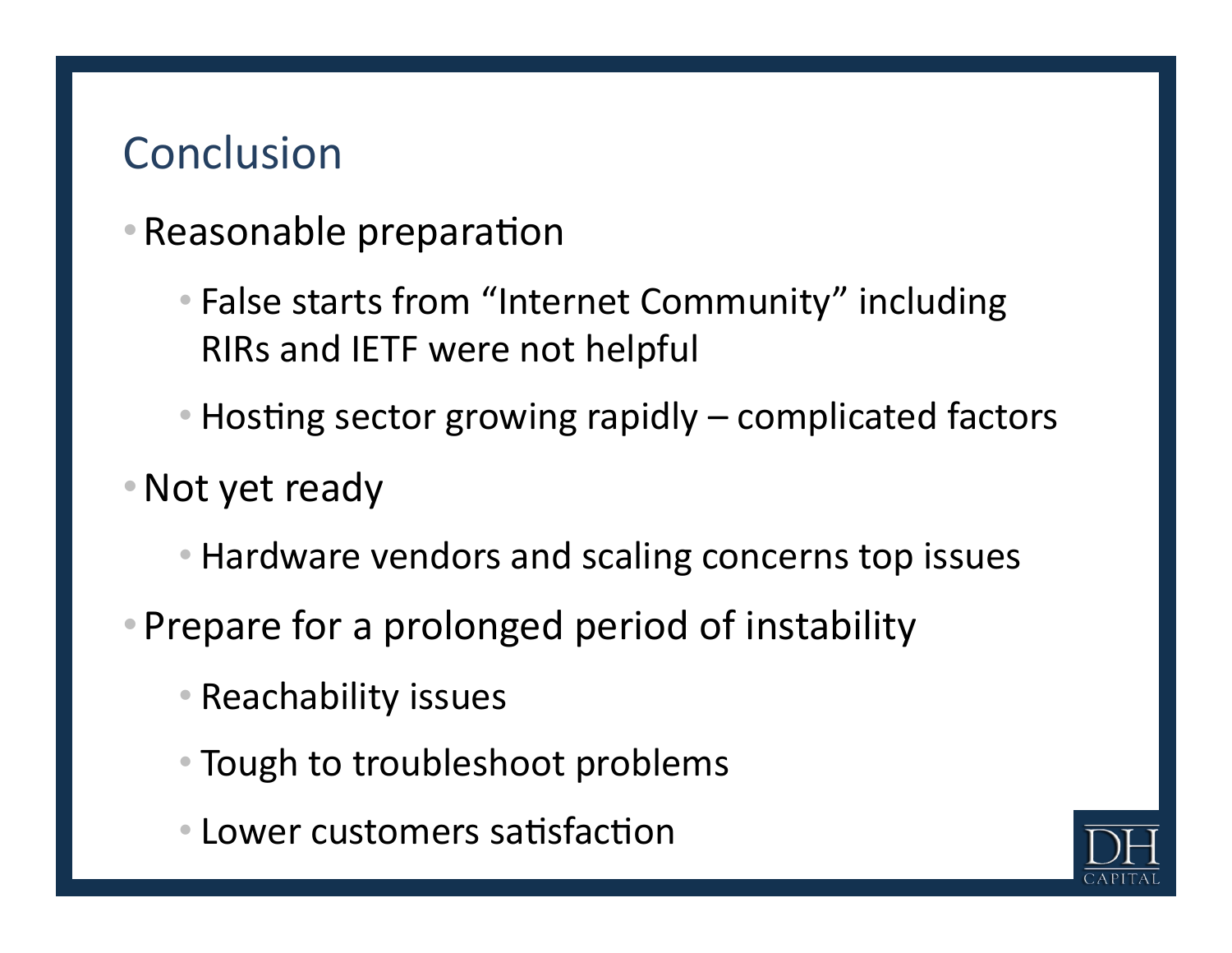## Conclusion

- Reasonable preparation
  - False starts from “Internet Community” including RIRs and IETF were not helpful
  - Hosting sector growing rapidly – complicated factors
- Not yet ready
  - Hardware vendors and scaling concerns top issues
- Prepare for a prolonged period of instability
  - Reachability issues
  - Tough to troubleshoot problems
  - Lower customers satisfaction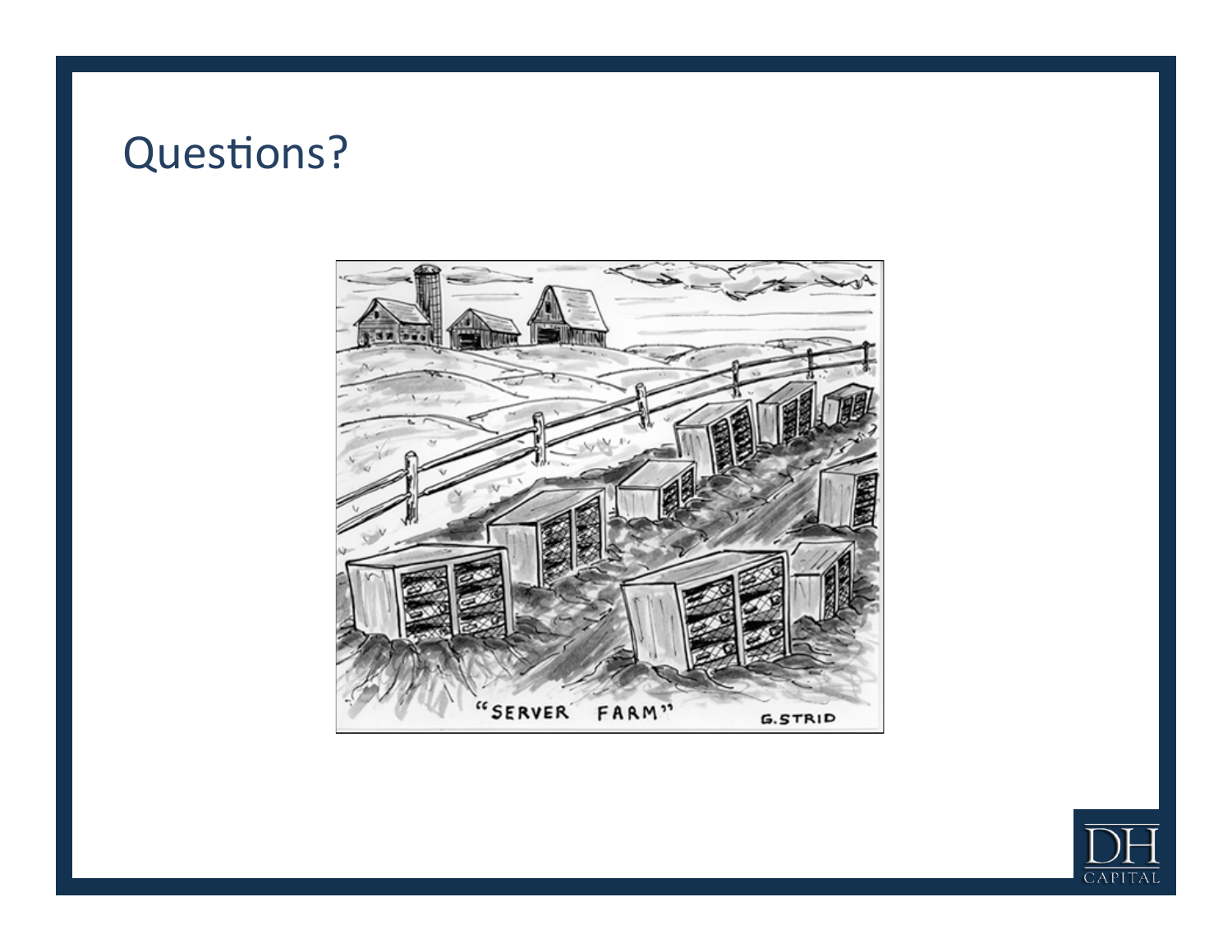# Questions?

"SERVER FARM"

G.STRID